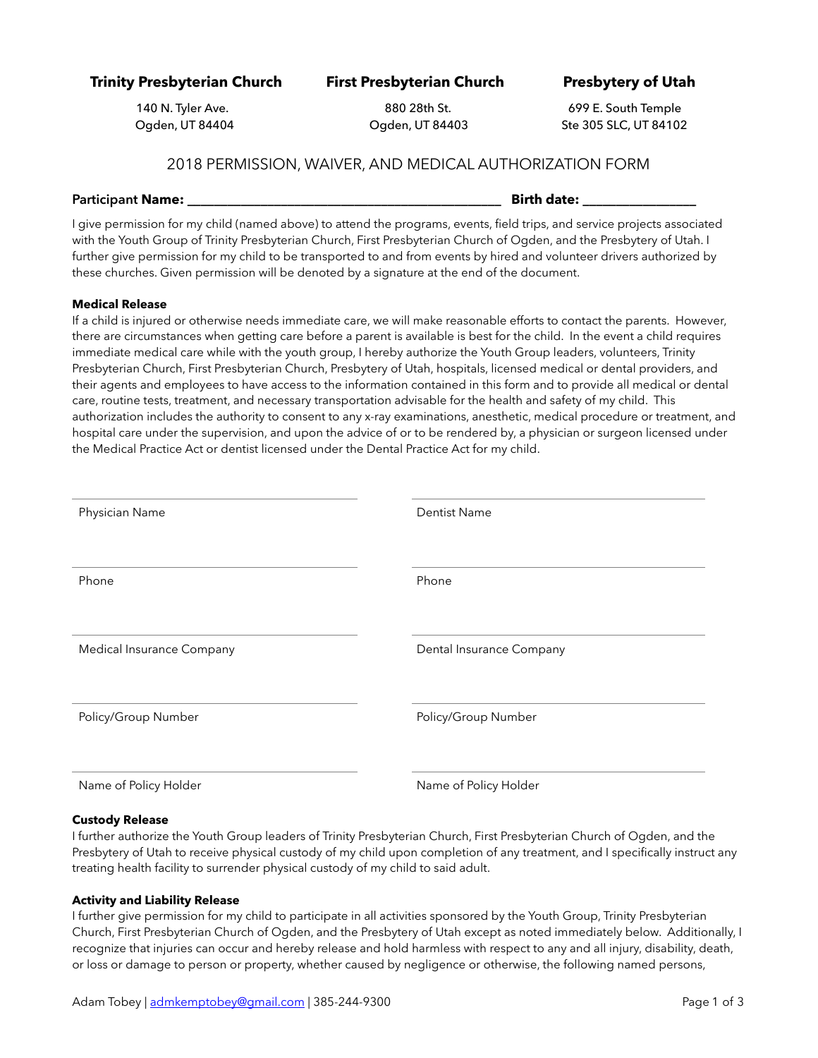**Trinity Presbyterian Church**
140 N. Tyler Ave.
Ogden, UT 84404

**First Presbyterian Church**
880 28th St.
Ogden, UT 84403

**Presbytery of Utah**
699 E. South Temple
Ste 305 SLC, UT 84102

# 2018 PERMISSION, WAIVER, AND MEDICAL AUTHORIZATION FORM

**Participant Name:** ______________________________________________ **Birth date:** ________________

I give permission for my child (named above) to attend the programs, events, field trips, and service projects associated with the Youth Group of Trinity Presbyterian Church, First Presbyterian Church of Ogden, and the Presbytery of Utah. I further give permission for my child to be transported to and from events by hired and volunteer drivers authorized by these churches. Given permission will be denoted by a signature at the end of the document.

**Medical Release**

If a child is injured or otherwise needs immediate care, we will make reasonable efforts to contact the parents. However, there are circumstances when getting care before a parent is available is best for the child. In the event a child requires immediate medical care while with the youth group, I hereby authorize the Youth Group leaders, volunteers, Trinity Presbyterian Church, First Presbyterian Church, Presbytery of Utah, hospitals, licensed medical or dental providers, and their agents and employees to have access to the information contained in this form and to provide all medical or dental care, routine tests, treatment, and necessary transportation advisable for the health and safety of my child. This authorization includes the authority to consent to any x-ray examinations, anesthetic, medical procedure or treatment, and hospital care under the supervision, and upon the advice of or to be rendered by, a physician or surgeon licensed under the Medical Practice Act or dentist licensed under the Dental Practice Act for my child.

| | |
|---|---|
| Physician Name | Dentist Name |
| Phone | Phone |
| Medical Insurance Company | Dental Insurance Company |
| Policy/Group Number | Policy/Group Number |
| Name of Policy Holder | Name of Policy Holder |

**Custody Release**

I further authorize the Youth Group leaders of Trinity Presbyterian Church, First Presbyterian Church of Ogden, and the Presbytery of Utah to receive physical custody of my child upon completion of any treatment, and I specifically instruct any treating health facility to surrender physical custody of my child to said adult.

**Activity and Liability Release**

I further give permission for my child to participate in all activities sponsored by the Youth Group, Trinity Presbyterian Church, First Presbyterian Church of Ogden, and the Presbytery of Utah except as noted immediately below. Additionally, I recognize that injuries can occur and hereby release and hold harmless with respect to any and all injury, disability, death, or loss or damage to person or property, whether caused by negligence or otherwise, the following named persons,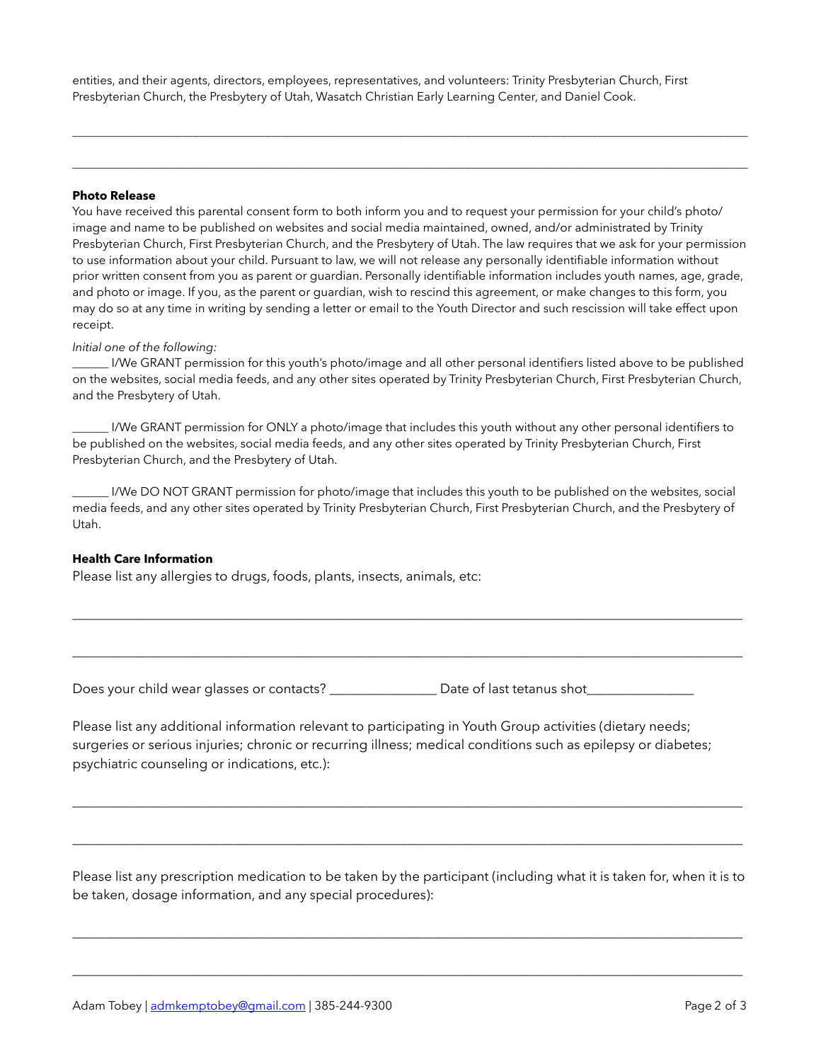entities, and their agents, directors, employees, representatives, and volunteers: Trinity Presbyterian Church, First Presbyterian Church, the Presbytery of Utah, Wasatch Christian Early Learning Center, and Daniel Cook.

______________________________________________________________________________________________

______________________________________________________________________________________________

**Photo Release**

You have received this parental consent form to both inform you and to request your permission for your child's photo/image and name to be published on websites and social media maintained, owned, and/or administrated by Trinity Presbyterian Church, First Presbyterian Church, and the Presbytery of Utah. The law requires that we ask for your permission to use information about your child. Pursuant to law, we will not release any personally identifiable information without prior written consent from you as parent or guardian. Personally identifiable information includes youth names, age, grade, and photo or image. If you, as the parent or guardian, wish to rescind this agreement, or make changes to this form, you may do so at any time in writing by sending a letter or email to the Youth Director and such rescission will take effect upon receipt.

*Initial one of the following:*

______ I/We GRANT permission for this youth's photo/image and all other personal identifiers listed above to be published on the websites, social media feeds, and any other sites operated by Trinity Presbyterian Church, First Presbyterian Church, and the Presbytery of Utah.

______ I/We GRANT permission for ONLY a photo/image that includes this youth without any other personal identifiers to be published on the websites, social media feeds, and any other sites operated by Trinity Presbyterian Church, First Presbyterian Church, and the Presbytery of Utah.

______ I/We DO NOT GRANT permission for photo/image that includes this youth to be published on the websites, social media feeds, and any other sites operated by Trinity Presbyterian Church, First Presbyterian Church, and the Presbytery of Utah.

**Health Care Information**

Please list any allergies to drugs, foods, plants, insects, animals, etc:

______________________________________________________________________________________________

______________________________________________________________________________________________

Does your child wear glasses or contacts? ________________ Date of last tetanus shot________________

Please list any additional information relevant to participating in Youth Group activities (dietary needs; surgeries or serious injuries; chronic or recurring illness; medical conditions such as epilepsy or diabetes; psychiatric counseling or indications, etc.):

______________________________________________________________________________________________

______________________________________________________________________________________________

Please list any prescription medication to be taken by the participant (including what it is taken for, when it is to be taken, dosage information, and any special procedures):

______________________________________________________________________________________________

______________________________________________________________________________________________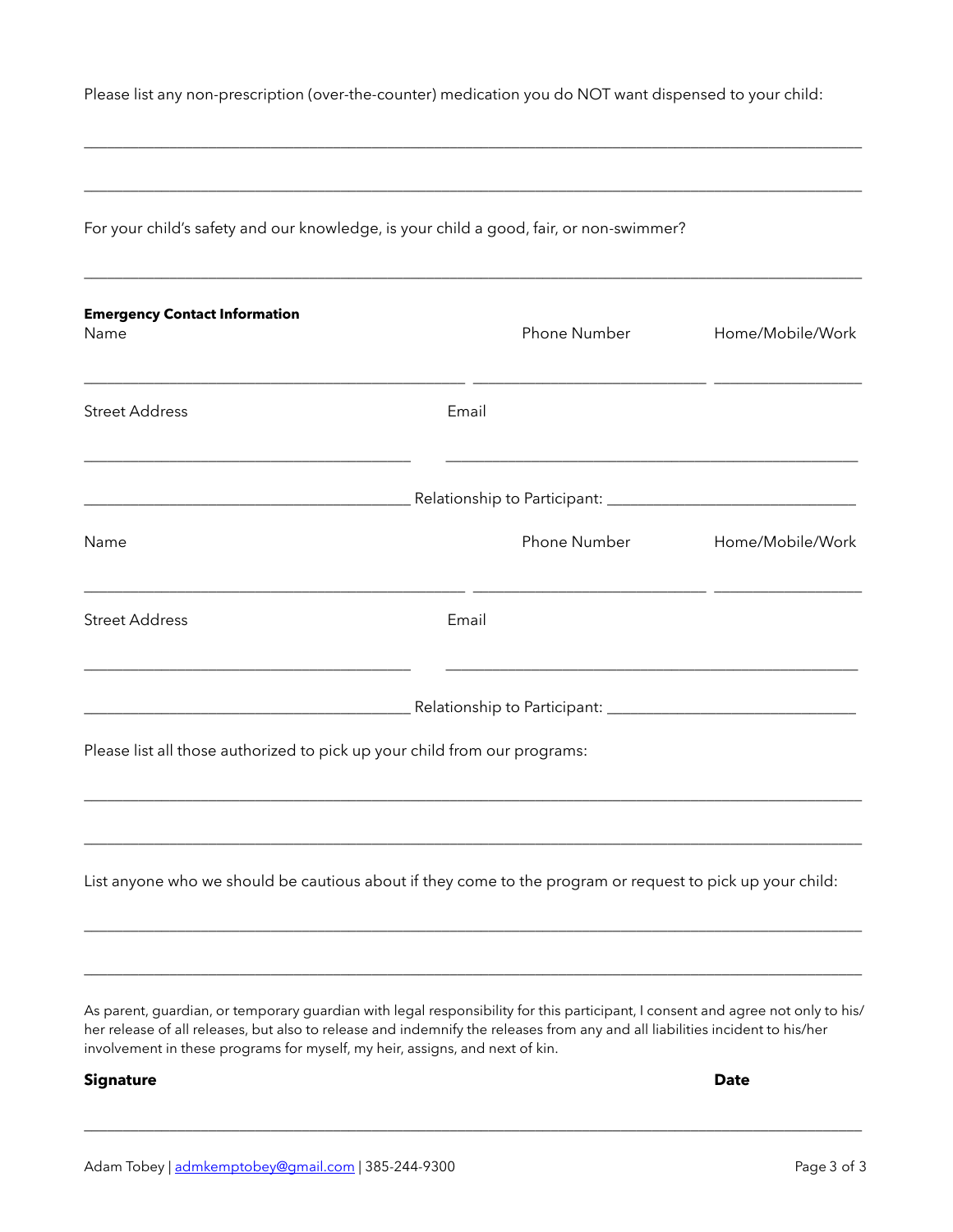Please list any non-prescription (over-the-counter) medication you do NOT want dispensed to your child:

______________________________________________________________________________________

______________________________________________________________________________________

For your child's safety and our knowledge, is your child a good, fair, or non-swimmer?

______________________________________________________________________________________

**Emergency Contact Information**

Name | Phone Number | Home/Mobile/Work

_________________________________________ _________________________ ________________

Street Address | Email

___________________________________ _____________________________________________

___________________________________ Relationship to Participant: ___________________________

Name | Phone Number | Home/Mobile/Work

_________________________________________ _________________________ ________________

Street Address | Email

___________________________________ _____________________________________________

___________________________________ Relationship to Participant: ___________________________

Please list all those authorized to pick up your child from our programs:

______________________________________________________________________________________

______________________________________________________________________________________

List anyone who we should be cautious about if they come to the program or request to pick up your child:

______________________________________________________________________________________

______________________________________________________________________________________

As parent, guardian, or temporary guardian with legal responsibility for this participant, I consent and agree not only to his/her release of all releases, but also to release and indemnify the releases from any and all liabilities incident to his/her involvement in these programs for myself, my heir, assigns, and next of kin.

**Signature** **Date**

______________________________________________________________________________________

Adam Tobey | admkemptobey@gmail.com | 385-244-9300